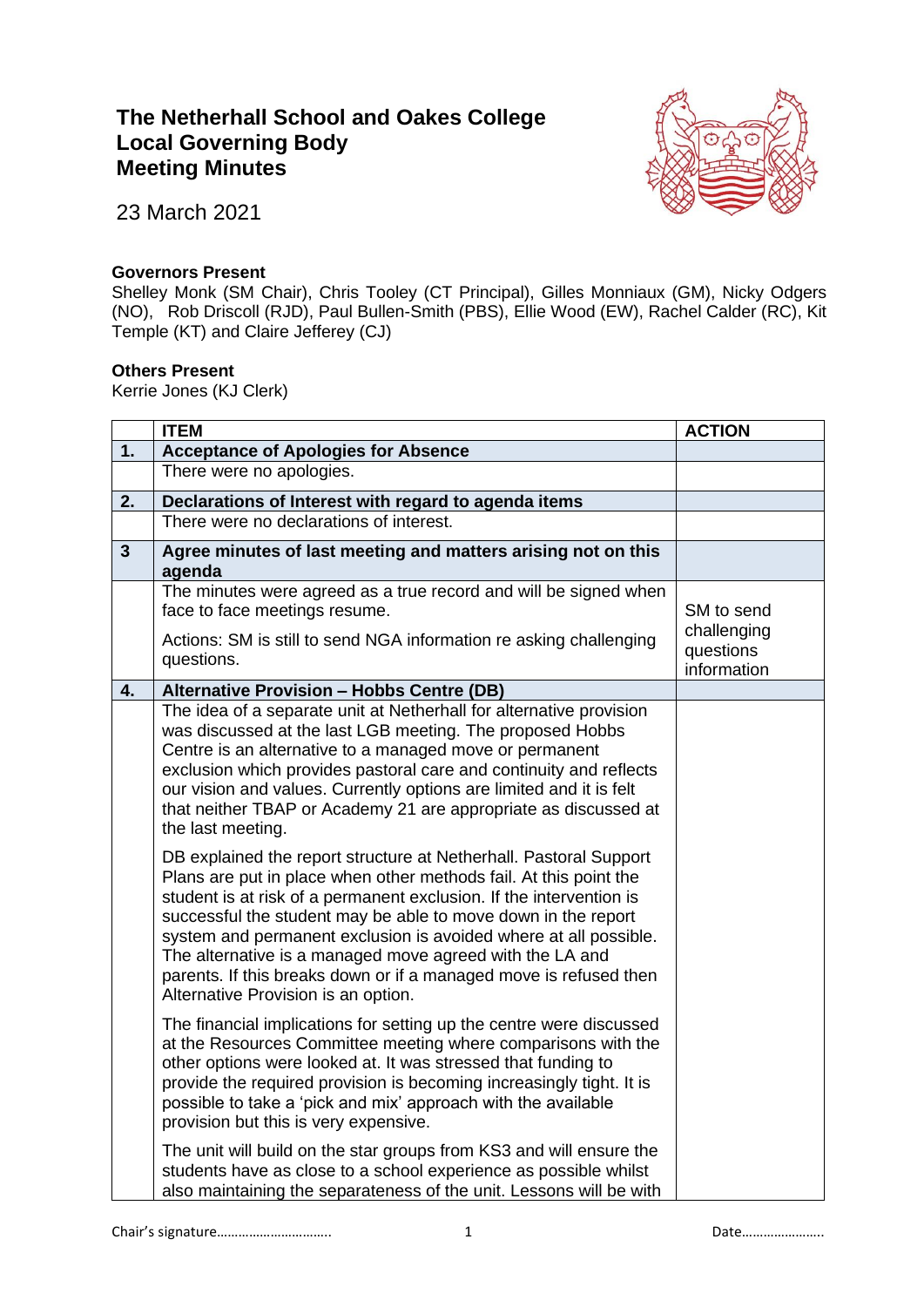# The Netherhall School and Oakes College
# Local Governing Body
# Meeting Minutes

23 March 2021

**Governors Present**
Shelley Monk (SM Chair), Chris Tooley (CT Principal), Gilles Monniaux (GM), Nicky Odgers (NO), Rob Driscoll (RJD), Paul Bullen-Smith (PBS), Ellie Wood (EW), Rachel Calder (RC), Kit Temple (KT) and Claire Jefferey (CJ)

**Others Present**
Kerrie Jones (KJ Clerk)

| | ITEM | ACTION |
|---|---|---|
| **1.** | **Acceptance of Apologies for Absence** | |
| | There were no apologies. | |
| **2.** | **Declarations of Interest with regard to agenda items** | |
| | There were no declarations of interest. | |
| **3** | **Agree minutes of last meeting and matters arising not on this agenda** | |
| | The minutes were agreed as a true record and will be signed when face to face meetings resume.<br><br>Actions: SM is still to send NGA information re asking challenging questions. | SM to send challenging questions information |
| **4.** | **Alternative Provision – Hobbs Centre (DB)** | |
| | The idea of a separate unit at Netherhall for alternative provision was discussed at the last LGB meeting. The proposed Hobbs Centre is an alternative to a managed move or permanent exclusion which provides pastoral care and continuity and reflects our vision and values. Currently options are limited and it is felt that neither TBAP or Academy 21 are appropriate as discussed at the last meeting.<br><br>DB explained the report structure at Netherhall. Pastoral Support Plans are put in place when other methods fail. At this point the student is at risk of a permanent exclusion. If the intervention is successful the student may be able to move down in the report system and permanent exclusion is avoided where at all possible. The alternative is a managed move agreed with the LA and parents. If this breaks down or if a managed move is refused then Alternative Provision is an option.<br><br>The financial implications for setting up the centre were discussed at the Resources Committee meeting where comparisons with the other options were looked at. It was stressed that funding to provide the required provision is becoming increasingly tight. It is possible to take a 'pick and mix' approach with the available provision but this is very expensive.<br><br>The unit will build on the star groups from KS3 and will ensure the students have as close to a school experience as possible whilst also maintaining the separateness of the unit. Lessons will be with | |

Chair's signature………………………….. Date…………………..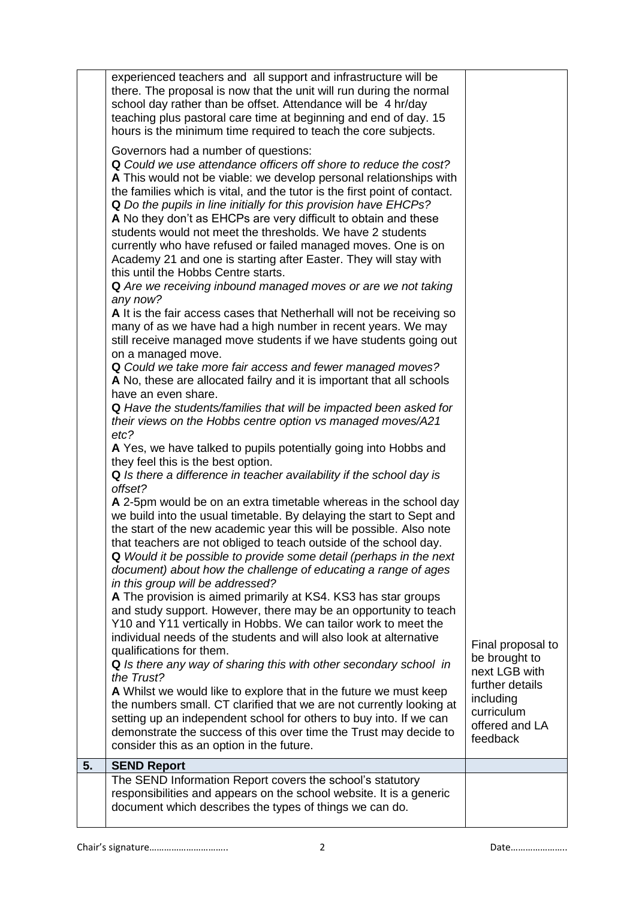| | | |
|---|---|---|
| | experienced teachers and all support and infrastructure will be there. The proposal is now that the unit will run during the normal school day rather than be offset. Attendance will be 4 hr/day teaching plus pastoral care time at beginning and end of day. 15 hours is the minimum time required to teach the core subjects.<br><br>Governors had a number of questions:<br>**Q** *Could we use attendance officers off shore to reduce the cost?*<br>**A** This would not be viable: we develop personal relationships with the families which is vital, and the tutor is the first point of contact.<br>**Q** *Do the pupils in line initially for this provision have EHCPs?*<br>**A** No they don't as EHCPs are very difficult to obtain and these students would not meet the thresholds. We have 2 students currently who have refused or failed managed moves. One is on Academy 21 and one is starting after Easter. They will stay with this until the Hobbs Centre starts.<br>**Q** *Are we receiving inbound managed moves or are we not taking any now?*<br>**A** It is the fair access cases that Netherhall will not be receiving so many of as we have had a high number in recent years. We may still receive managed move students if we have students going out on a managed move.<br>**Q** *Could we take more fair access and fewer managed moves?*<br>**A** No, these are allocated failry and it is important that all schools have an even share.<br>**Q** *Have the students/families that will be impacted been asked for their views on the Hobbs centre option vs managed moves/A21 etc?*<br>**A** Yes, we have talked to pupils potentially going into Hobbs and they feel this is the best option.<br>**Q** *Is there a difference in teacher availability if the school day is offset?*<br>**A** 2-5pm would be on an extra timetable whereas in the school day we build into the usual timetable. By delaying the start to Sept and the start of the new academic year this will be possible. Also note that teachers are not obliged to teach outside of the school day.<br>**Q** *Would it be possible to provide some detail (perhaps in the next document) about how the challenge of educating a range of ages in this group will be addressed?*<br>**A** The provision is aimed primarily at KS4. KS3 has star groups and study support. However, there may be an opportunity to teach Y10 and Y11 vertically in Hobbs. We can tailor work to meet the individual needs of the students and will also look at alternative qualifications for them.<br>**Q** *Is there any way of sharing this with other secondary school in the Trust?*<br>**A** Whilst we would like to explore that in the future we must keep the numbers small. CT clarified that we are not currently looking at setting up an independent school for others to buy into. If we can demonstrate the success of this over time the Trust may decide to consider this as an option in the future. | Final proposal to be brought to next LGB with further details including curriculum offered and LA feedback |
| **5.** | **SEND Report** | |
| | The SEND Information Report covers the school's statutory responsibilities and appears on the school website. It is a generic document which describes the types of things we can do. | |

Chair's signature………………………….. Date…………………..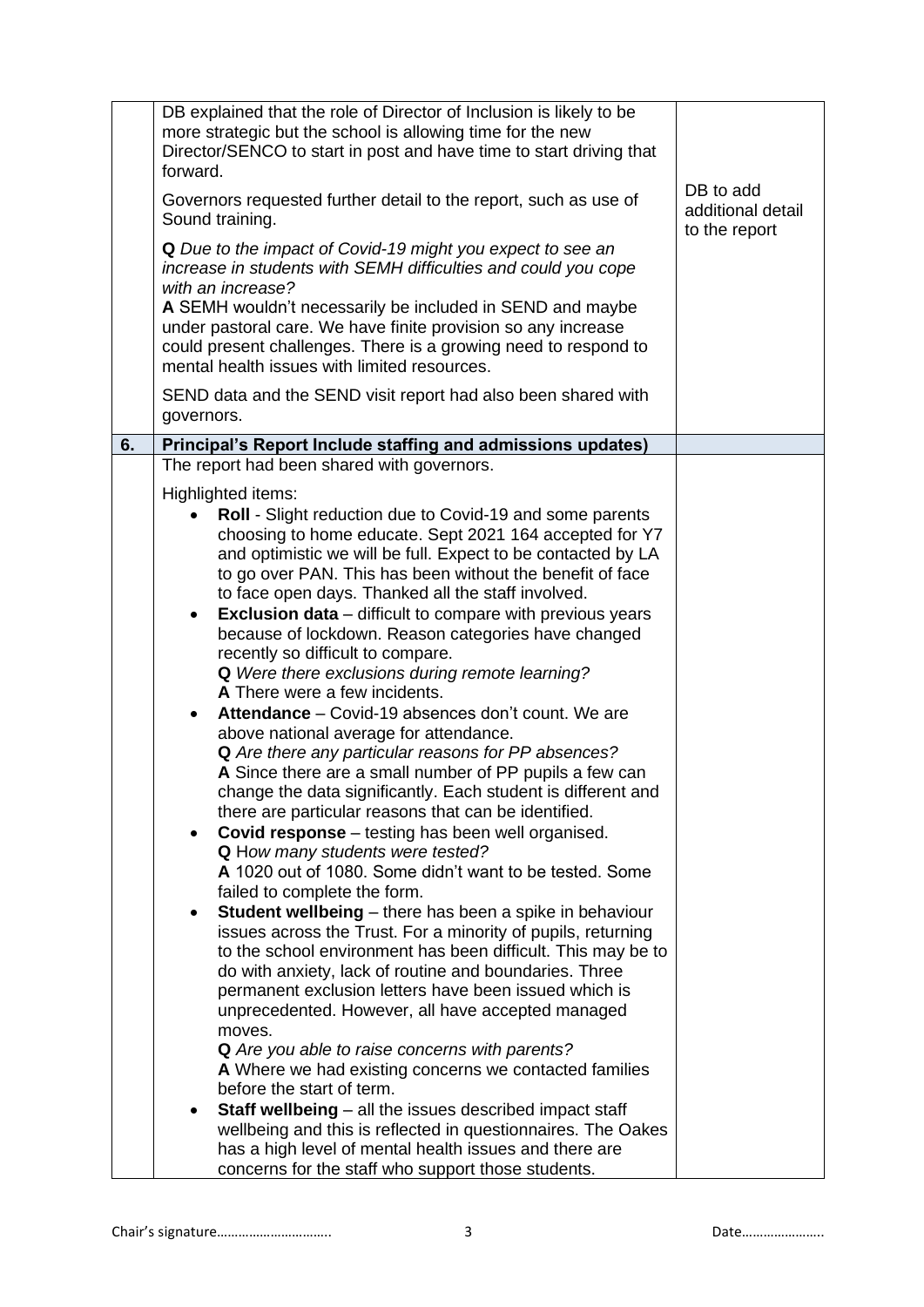| | | |
|---|---|---|
| | DB explained that the role of Director of Inclusion is likely to be more strategic but the school is allowing time for the new Director/SENCO to start in post and have time to start driving that forward.<br><br>Governors requested further detail to the report, such as use of Sound training.<br><br>**Q** *Due to the impact of Covid-19 might you expect to see an increase in students with SEMH difficulties and could you cope with an increase?*<br>**A** SEMH wouldn't necessarily be included in SEND and maybe under pastoral care. We have finite provision so any increase could present challenges. There is a growing need to respond to mental health issues with limited resources.<br><br>SEND data and the SEND visit report had also been shared with governors. | DB to add additional detail to the report |
| **6.** | **Principal's Report Include staffing and admissions updates)** | |
| | The report had been shared with governors.<br><br>Highlighted items:<br>• **Roll** - Slight reduction due to Covid-19 and some parents choosing to home educate. Sept 2021 164 accepted for Y7 and optimistic we will be full. Expect to be contacted by LA to go over PAN. This has been without the benefit of face to face open days. Thanked all the staff involved.<br>• **Exclusion data** – difficult to compare with previous years because of lockdown. Reason categories have changed recently so difficult to compare.<br>**Q** *Were there exclusions during remote learning?*<br>**A** There were a few incidents.<br>• **Attendance** – Covid-19 absences don't count. We are above national average for attendance.<br>**Q** *Are there any particular reasons for PP absences?*<br>**A** Since there are a small number of PP pupils a few can change the data significantly. Each student is different and there are particular reasons that can be identified.<br>• **Covid response** – testing has been well organised.<br>**Q** H*ow many students were tested?*<br>**A** 1020 out of 1080. Some didn't want to be tested. Some failed to complete the form.<br>• **Student wellbeing** – there has been a spike in behaviour issues across the Trust. For a minority of pupils, returning to the school environment has been difficult. This may be to do with anxiety, lack of routine and boundaries. Three permanent exclusion letters have been issued which is unprecedented. However, all have accepted managed moves.<br>**Q** *Are you able to raise concerns with parents?*<br>**A** Where we had existing concerns we contacted families before the start of term.<br>• **Staff wellbeing** – all the issues described impact staff wellbeing and this is reflected in questionnaires. The Oakes has a high level of mental health issues and there are concerns for the staff who support those students. | |

Chair's signature………………………… Date…………………..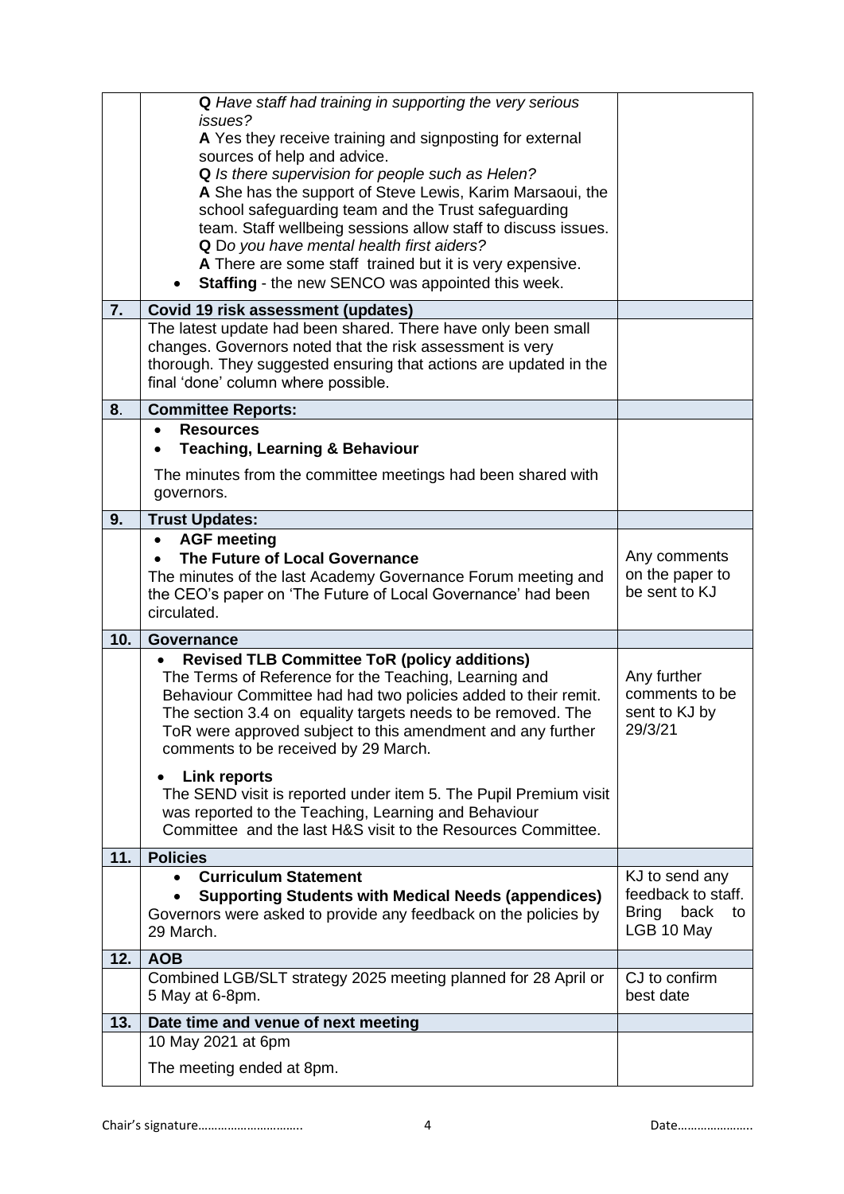| | | |
|---|---|---|
| | **Q** *Have staff had training in supporting the very serious issues?*<br>**A** Yes they receive training and signposting for external sources of help and advice.<br>**Q** *Is there supervision for people such as Helen?*<br>**A** She has the support of Steve Lewis, Karim Marsaoui, the school safeguarding team and the Trust safeguarding team. Staff wellbeing sessions allow staff to discuss issues.<br>**Q** D*o you have mental health first aiders?*<br>**A** There are some staff trained but it is very expensive.<br>• **Staffing** - the new SENCO was appointed this week. | |
| **7.** | **Covid 19 risk assessment (updates)** | |
| | The latest update had been shared. There have only been small changes. Governors noted that the risk assessment is very thorough. They suggested ensuring that actions are updated in the final 'done' column where possible. | |
| **8**. | **Committee Reports:** | |
| | • **Resources**<br>• **Teaching, Learning & Behaviour**<br>The minutes from the committee meetings had been shared with governors. | |
| **9.** | **Trust Updates:** | |
| | • **AGF meeting**<br>• **The Future of Local Governance**<br>The minutes of the last Academy Governance Forum meeting and the CEO's paper on 'The Future of Local Governance' had been circulated. | Any comments on the paper to be sent to KJ |
| **10.** | **Governance** | |
| | • **Revised TLB Committee ToR (policy additions)**<br>The Terms of Reference for the Teaching, Learning and Behaviour Committee had had two policies added to their remit. The section 3.4 on equality targets needs to be removed. The ToR were approved subject to this amendment and any further comments to be received by 29 March.<br>• **Link reports**<br>The SEND visit is reported under item 5. The Pupil Premium visit was reported to the Teaching, Learning and Behaviour Committee and the last H&S visit to the Resources Committee. | Any further comments to be sent to KJ by 29/3/21 |
| **11.** | **Policies** | |
| | • **Curriculum Statement**<br>• **Supporting Students with Medical Needs (appendices)**<br>Governors were asked to provide any feedback on the policies by 29 March. | KJ to send any feedback to staff. Bring back to LGB 10 May |
| **12.** | **AOB** | |
| | Combined LGB/SLT strategy 2025 meeting planned for 28 April or 5 May at 6-8pm. | CJ to confirm best date |
| **13.** | **Date time and venue of next meeting** | |
| | 10 May 2021 at 6pm<br>The meeting ended at 8pm. | |

Chair's signature………………………….. Date…………………..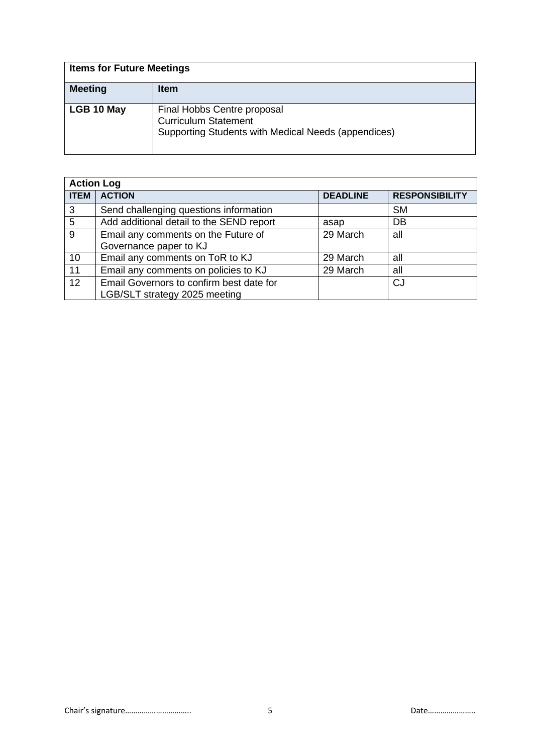| Items for Future Meetings | |
|---|---|
| **Meeting** | **Item** |
| **LGB 10 May** | Final Hobbs Centre proposal<br>Curriculum Statement<br>Supporting Students with Medical Needs (appendices) |

| Action Log | | | |
|---|---|---|---|
| **ITEM** | **ACTION** | **DEADLINE** | **RESPONSIBILITY** |
| 3 | Send challenging questions information | | SM |
| 5 | Add additional detail to the SEND report | asap | DB |
| 9 | Email any comments on the Future of Governance paper to KJ | 29 March | all |
| 10 | Email any comments on ToR to KJ | 29 March | all |
| 11 | Email any comments on policies to KJ | 29 March | all |
| 12 | Email Governors to confirm best date for LGB/SLT strategy 2025 meeting | | CJ |

Chair's signature………………………….. Date…………………..